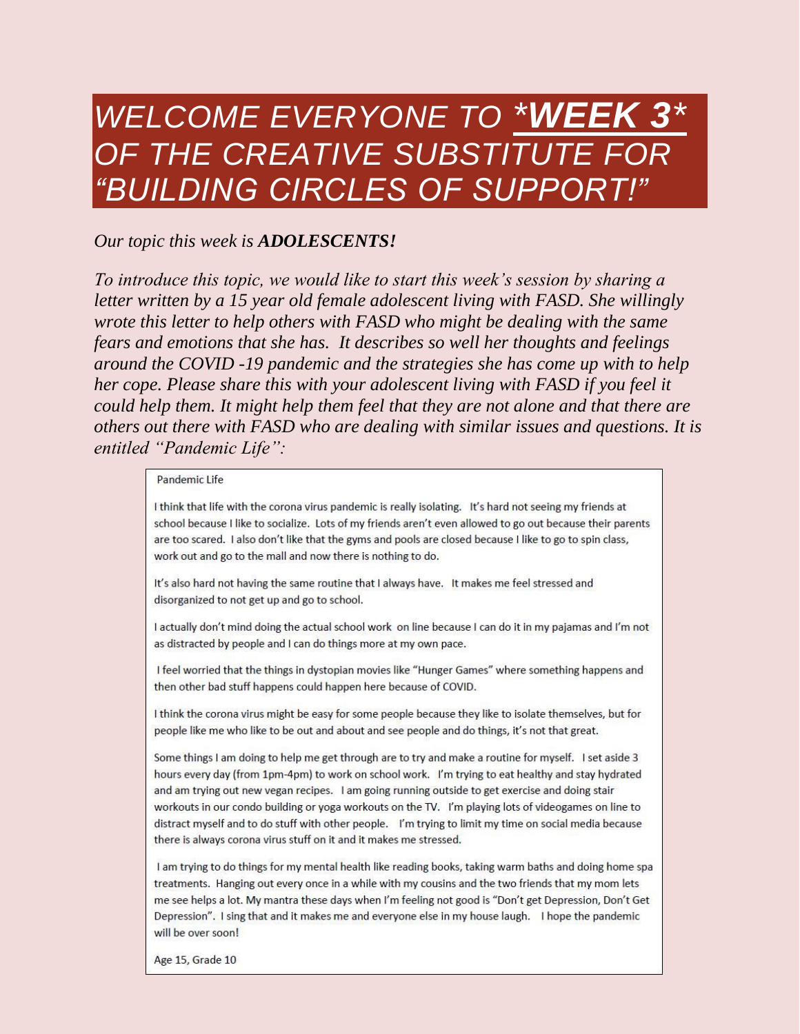# *WELCOME EVERYONE TO **\*WEEK 3\*** OF THE CREATIVE SUBSTITUTE FOR "BUILDING CIRCLES OF SUPPORT!"*

*Our topic this week is **ADOLESCENTS!***

*To introduce this topic, we would like to start this week's session by sharing a letter written by a 15 year old female adolescent living with FASD. She willingly wrote this letter to help others with FASD who might be dealing with the same fears and emotions that she has. It describes so well her thoughts and feelings around the COVID -19 pandemic and the strategies she has come up with to help her cope. Please share this with your adolescent living with FASD if you feel it could help them. It might help them feel that they are not alone and that there are others out there with FASD who are dealing with similar issues and questions. It is entitled "Pandemic Life":*

Pandemic Life

I think that life with the corona virus pandemic is really isolating. It's hard not seeing my friends at school because I like to socialize. Lots of my friends aren't even allowed to go out because their parents are too scared. I also don't like that the gyms and pools are closed because I like to go to spin class, work out and go to the mall and now there is nothing to do.

It's also hard not having the same routine that I always have. It makes me feel stressed and disorganized to not get up and go to school.

I actually don't mind doing the actual school work on line because I can do it in my pajamas and I'm not as distracted by people and I can do things more at my own pace.

I feel worried that the things in dystopian movies like "Hunger Games" where something happens and then other bad stuff happens could happen here because of COVID.

I think the corona virus might be easy for some people because they like to isolate themselves, but for people like me who like to be out and about and see people and do things, it's not that great.

Some things I am doing to help me get through are to try and make a routine for myself. I set aside 3 hours every day (from 1pm-4pm) to work on school work. I'm trying to eat healthy and stay hydrated and am trying out new vegan recipes. I am going running outside to get exercise and doing stair workouts in our condo building or yoga workouts on the TV. I'm playing lots of videogames on line to distract myself and to do stuff with other people. I'm trying to limit my time on social media because there is always corona virus stuff on it and it makes me stressed.

I am trying to do things for my mental health like reading books, taking warm baths and doing home spa treatments. Hanging out every once in a while with my cousins and the two friends that my mom lets me see helps a lot. My mantra these days when I'm feeling not good is "Don't get Depression, Don't Get Depression". I sing that and it makes me and everyone else in my house laugh. I hope the pandemic will be over soon!

Age 15, Grade 10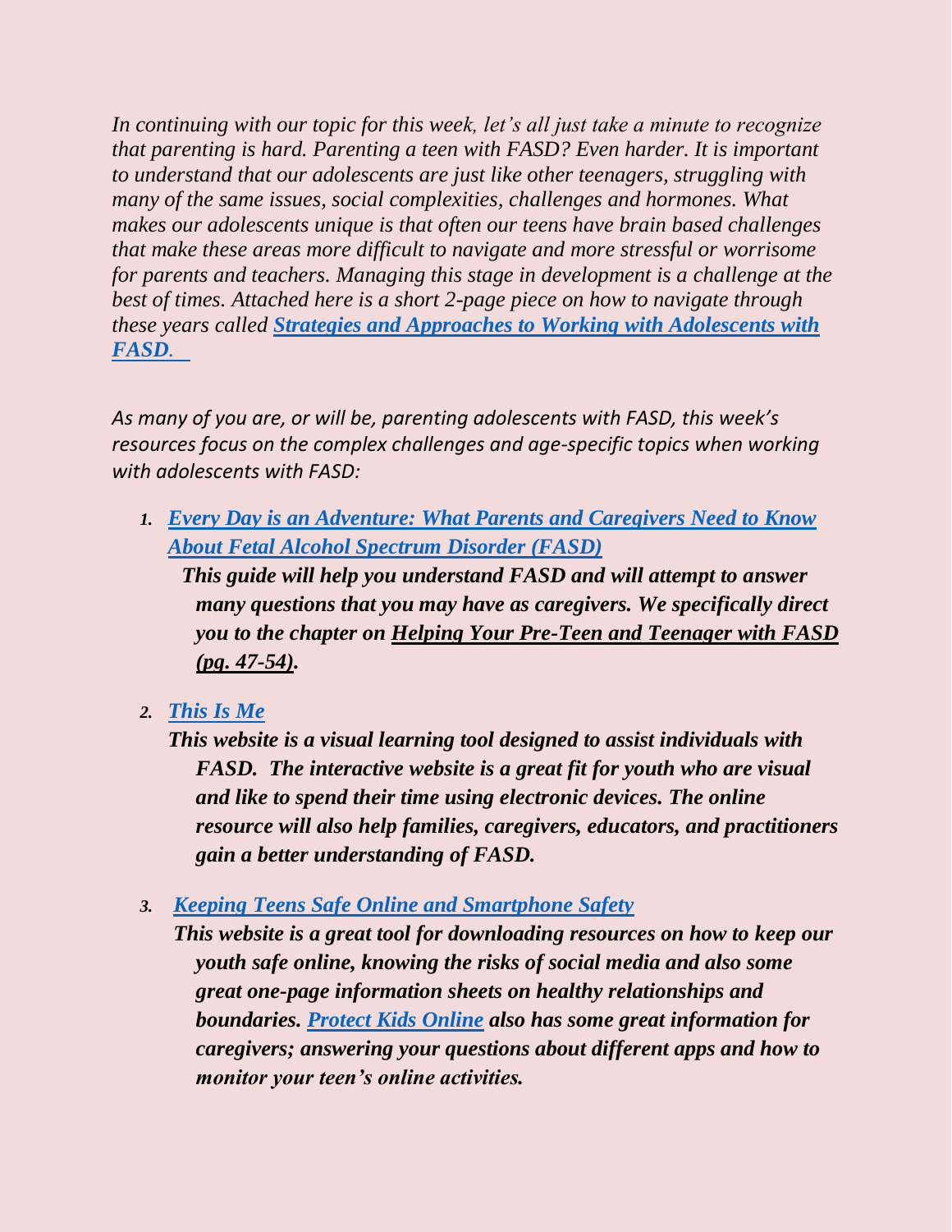*In continuing with our topic for this week, let's all just take a minute to recognize that parenting is hard. Parenting a teen with FASD? Even harder. It is important to understand that our adolescents are just like other teenagers, struggling with many of the same issues, social complexities, challenges and hormones. What makes our adolescents unique is that often our teens have brain based challenges that make these areas more difficult to navigate and more stressful or worrisome for parents and teachers. Managing this stage in development is a challenge at the best of times. Attached here is a short 2-page piece on how to navigate through these years called **Strategies and Approaches to Working with Adolescents with FASD.***

*As many of you are, or will be, parenting adolescents with FASD, this week's resources focus on the complex challenges and age-specific topics when working with adolescents with FASD:*

1. ***Every Day is an Adventure: What Parents and Caregivers Need to Know About Fetal Alcohol Spectrum Disorder (FASD)***

   ***This guide will help you understand FASD and will attempt to answer many questions that you may have as caregivers. We specifically direct you to the chapter on Helping Your Pre-Teen and Teenager with FASD (pg. 47-54).***

2. ***This Is Me***

   ***This website is a visual learning tool designed to assist individuals with FASD. The interactive website is a great fit for youth who are visual and like to spend their time using electronic devices. The online resource will also help families, caregivers, educators, and practitioners gain a better understanding of FASD.***

3. ***Keeping Teens Safe Online and Smartphone Safety***

   ***This website is a great tool for downloading resources on how to keep our youth safe online, knowing the risks of social media and also some great one-page information sheets on healthy relationships and boundaries. Protect Kids Online also has some great information for caregivers; answering your questions about different apps and how to monitor your teen's online activities.***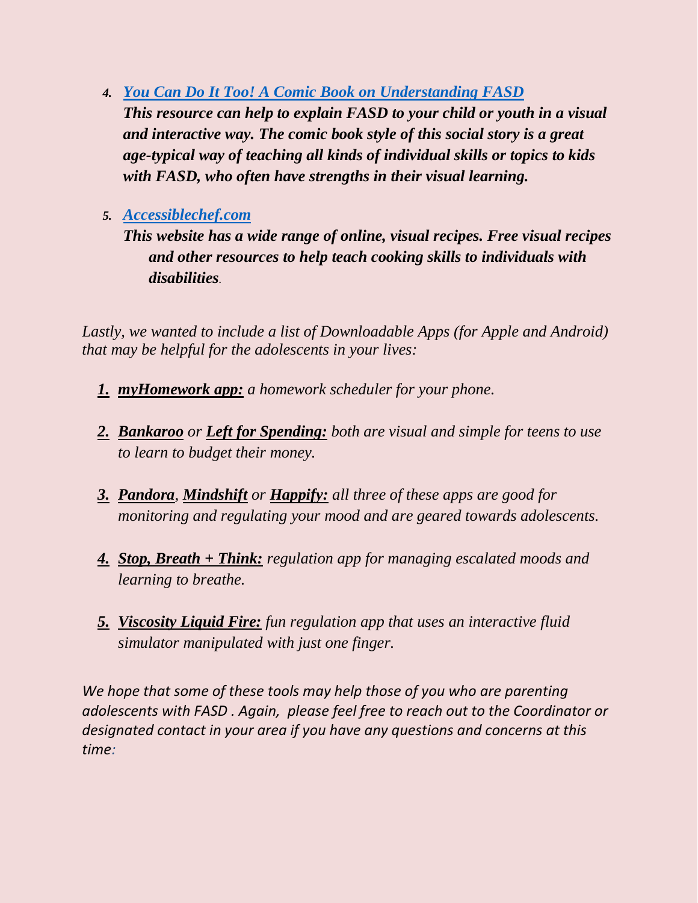4. ***You Can Do It Too! A Comic Book on Understanding FASD***
   ***This resource can help to explain FASD to your child or youth in a visual and interactive way. The comic book style of this social story is a great age-typical way of teaching all kinds of individual skills or topics to kids with FASD, who often have strengths in their visual learning.***

5. ***Accessiblechef.com***
   ***This website has a wide range of online, visual recipes. Free visual recipes and other resources to help teach cooking skills to individuals with disabilities.***

*Lastly, we wanted to include a list of Downloadable Apps (for Apple and Android) that may be helpful for the adolescents in your lives:*

1. ***myHomework app:*** *a homework scheduler for your phone.*

2. ***Bankaroo*** *or* ***Left for Spending:*** *both are visual and simple for teens to use to learn to budget their money.*

3. ***Pandora***, ***Mindshift*** *or* ***Happify:*** *all three of these apps are good for monitoring and regulating your mood and are geared towards adolescents.*

4. ***Stop, Breath + Think:*** *regulation app for managing escalated moods and learning to breathe.*

5. ***Viscosity Liquid Fire:*** *fun regulation app that uses an interactive fluid simulator manipulated with just one finger.*

*We hope that some of these tools may help those of you who are parenting adolescents with FASD . Again, please feel free to reach out to the Coordinator or designated contact in your area if you have any questions and concerns at this time:*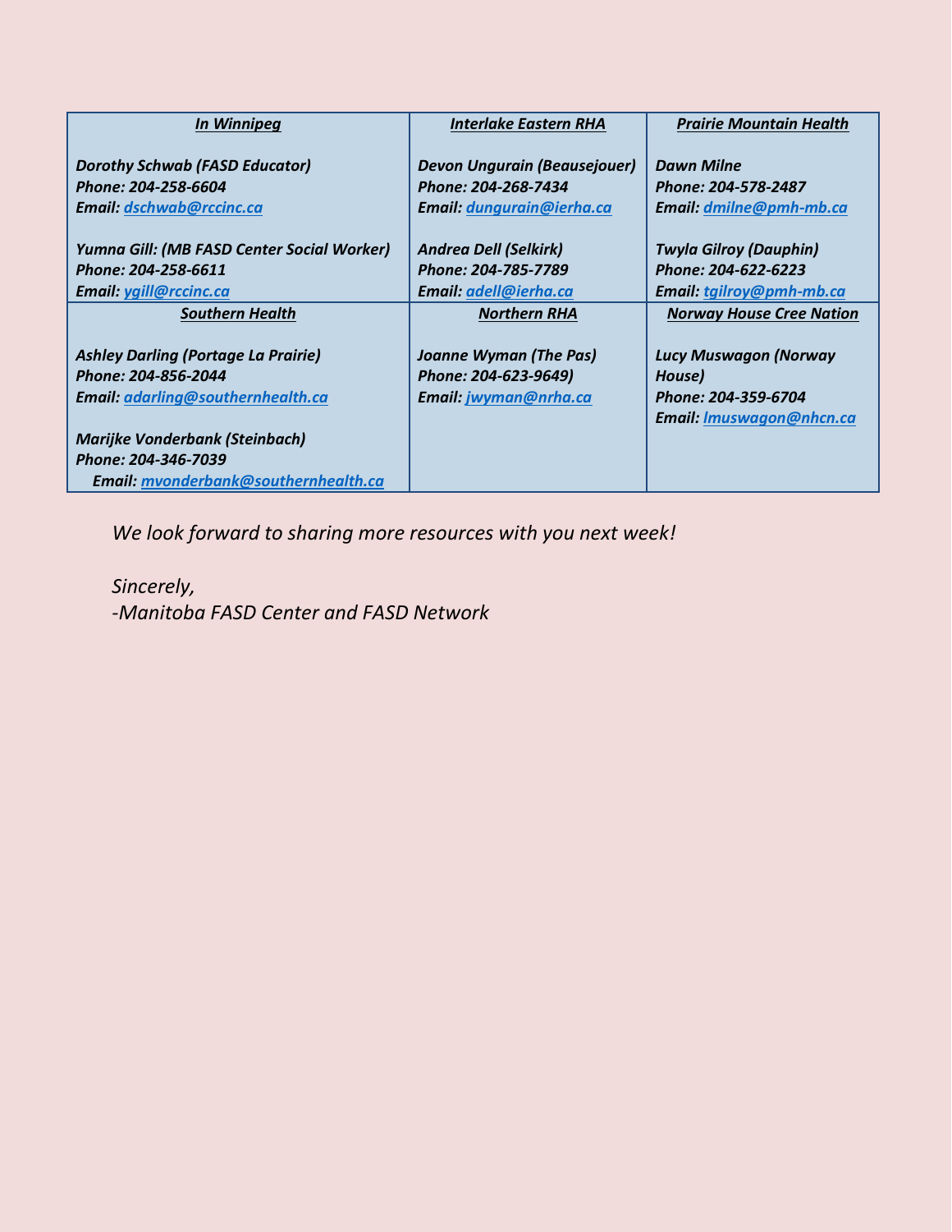| ***In Winnipeg*** | ***Interlake Eastern RHA*** | ***Prairie Mountain Health*** |
|---|---|---|
| ***Dorothy Schwab (FASD Educator)***<br>***Phone: 204-258-6604***<br>***Email: dschwab@rccinc.ca***<br><br>***Yumna Gill: (MB FASD Center Social Worker)***<br>***Phone: 204-258-6611***<br>***Email: ygill@rccinc.ca*** | ***Devon Ungurain (Beausejouer)***<br>***Phone: 204-268-7434***<br>***Email: dungurain@ierha.ca***<br><br>***Andrea Dell (Selkirk)***<br>***Phone: 204-785-7789***<br>***Email: adell@ierha.ca*** | ***Dawn Milne***<br>***Phone: 204-578-2487***<br>***Email: dmilne@pmh-mb.ca***<br><br>***Twyla Gilroy (Dauphin)***<br>***Phone: 204-622-6223***<br>***Email: tgilroy@pmh-mb.ca*** |
| ***Southern Health*** | ***Northern RHA*** | ***Norway House Cree Nation*** |
| ***Ashley Darling (Portage La Prairie)***<br>***Phone: 204-856-2044***<br>***Email: adarling@southernhealth.ca***<br><br>***Marijke Vonderbank (Steinbach)***<br>***Phone: 204-346-7039***<br>***Email: mvonderbank@southernhealth.ca*** | ***Joanne Wyman (The Pas)***<br>***Phone: 204-623-9649)***<br>***Email: jwyman@nrha.ca*** | ***Lucy Muswagon (Norway House)***<br>***Phone: 204-359-6704***<br>***Email: lmuswagon@nhcn.ca*** |

*We look forward to sharing more resources with you next week!*

*Sincerely,*
*-Manitoba FASD Center and FASD Network*